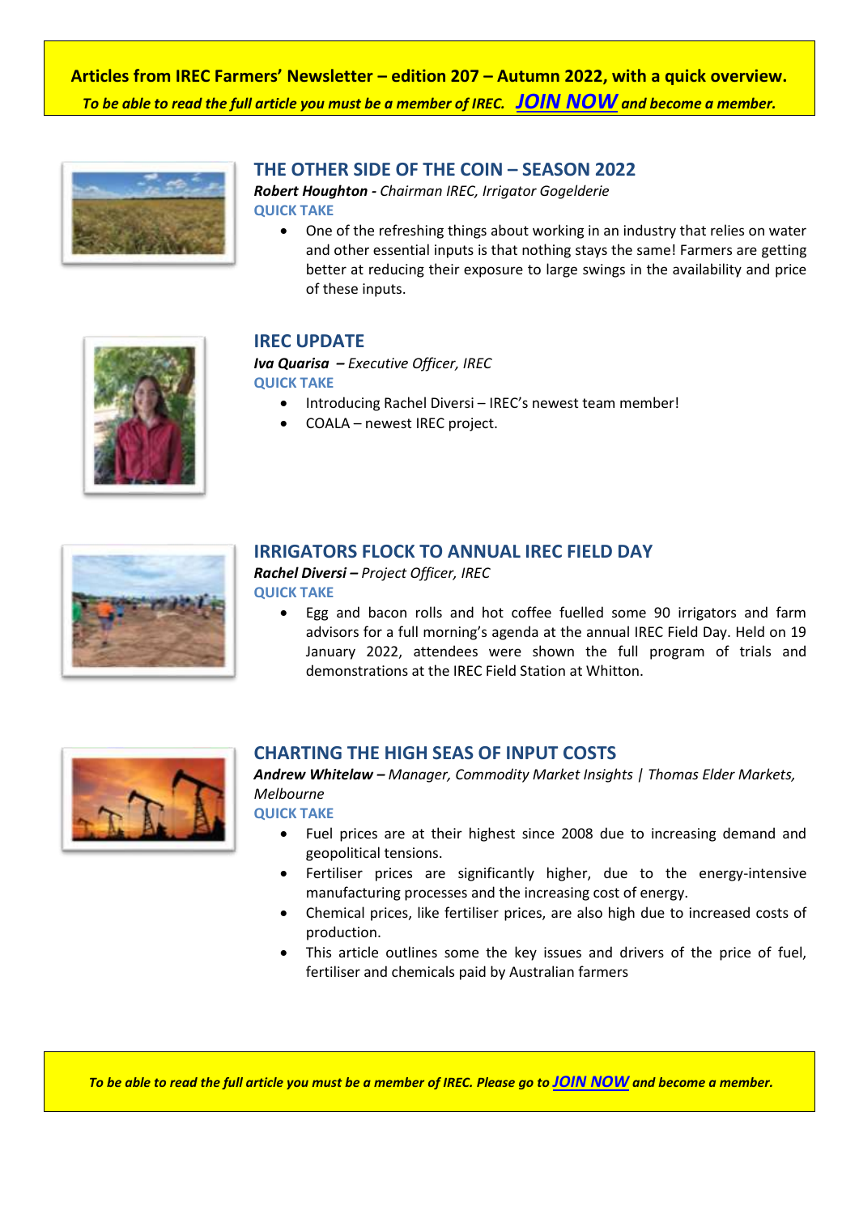**Articles from IREC Farmers' Newsletter – edition 207 – Autumn 2022, with a quick overview.**

***To be able to read the full article you must be a member of IREC. JOIN NOW and become a member.***

## THE OTHER SIDE OF THE COIN – SEASON 2022

***Robert Houghton** - Chairman IREC, Irrigator Gogelderie*

**QUICK TAKE**

- One of the refreshing things about working in an industry that relies on water and other essential inputs is that nothing stays the same! Farmers are getting better at reducing their exposure to large swings in the availability and price of these inputs.

## IREC UPDATE

***Iva Quarisa** – Executive Officer, IREC*

**QUICK TAKE**

- Introducing Rachel Diversi – IREC's newest team member!
- COALA – newest IREC project.

## IRRIGATORS FLOCK TO ANNUAL IREC FIELD DAY

***Rachel Diversi** – Project Officer, IREC*

**QUICK TAKE**

- Egg and bacon rolls and hot coffee fuelled some 90 irrigators and farm advisors for a full morning's agenda at the annual IREC Field Day. Held on 19 January 2022, attendees were shown the full program of trials and demonstrations at the IREC Field Station at Whitton.

## CHARTING THE HIGH SEAS OF INPUT COSTS

***Andrew Whitelaw** – Manager, Commodity Market Insights | Thomas Elder Markets, Melbourne*

**QUICK TAKE**

- Fuel prices are at their highest since 2008 due to increasing demand and geopolitical tensions.
- Fertiliser prices are significantly higher, due to the energy-intensive manufacturing processes and the increasing cost of energy.
- Chemical prices, like fertiliser prices, are also high due to increased costs of production.
- This article outlines some the key issues and drivers of the price of fuel, fertiliser and chemicals paid by Australian farmers

***To be able to read the full article you must be a member of IREC. Please go to JOIN NOW and become a member.***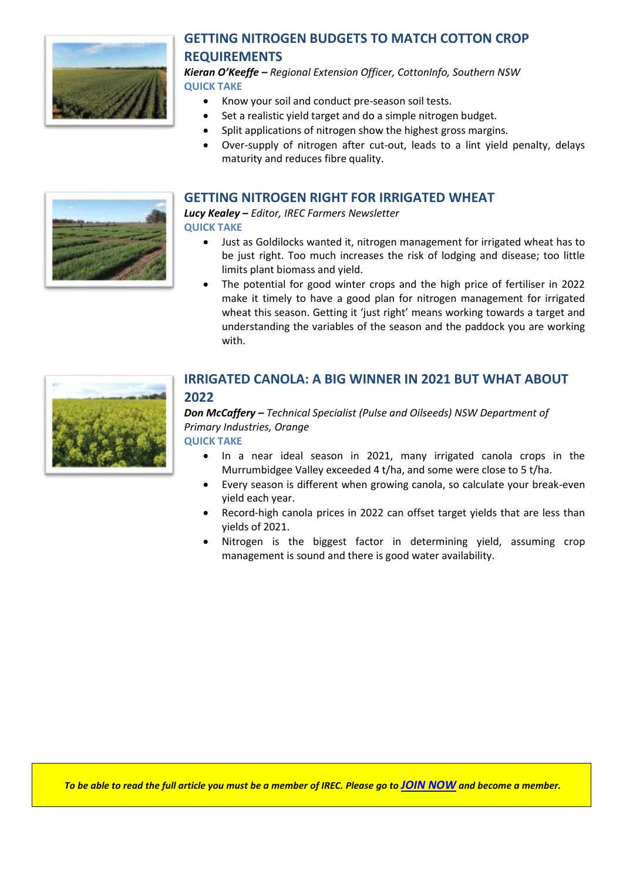## GETTING NITROGEN BUDGETS TO MATCH COTTON CROP REQUIREMENTS

***Kieran O'Keeffe** – Regional Extension Officer, CottonInfo, Southern NSW*

**QUICK TAKE**

- Know your soil and conduct pre-season soil tests.
- Set a realistic yield target and do a simple nitrogen budget.
- Split applications of nitrogen show the highest gross margins.
- Over-supply of nitrogen after cut-out, leads to a lint yield penalty, delays maturity and reduces fibre quality.

## GETTING NITROGEN RIGHT FOR IRRIGATED WHEAT

***Lucy Kealey** – Editor, IREC Farmers Newsletter*

**QUICK TAKE**

- Just as Goldilocks wanted it, nitrogen management for irrigated wheat has to be just right. Too much increases the risk of lodging and disease; too little limits plant biomass and yield.
- The potential for good winter crops and the high price of fertiliser in 2022 make it timely to have a good plan for nitrogen management for irrigated wheat this season. Getting it 'just right' means working towards a target and understanding the variables of the season and the paddock you are working with.

## IRRIGATED CANOLA: A BIG WINNER IN 2021 BUT WHAT ABOUT 2022

***Don McCaffery** – Technical Specialist (Pulse and Oilseeds) NSW Department of Primary Industries, Orange*

**QUICK TAKE**

- In a near ideal season in 2021, many irrigated canola crops in the Murrumbidgee Valley exceeded 4 t/ha, and some were close to 5 t/ha.
- Every season is different when growing canola, so calculate your break-even yield each year.
- Record-high canola prices in 2022 can offset target yields that are less than yields of 2021.
- Nitrogen is the biggest factor in determining yield, assuming crop management is sound and there is good water availability.

***To be able to read the full article you must be a member of IREC. Please go to JOIN NOW and become a member.***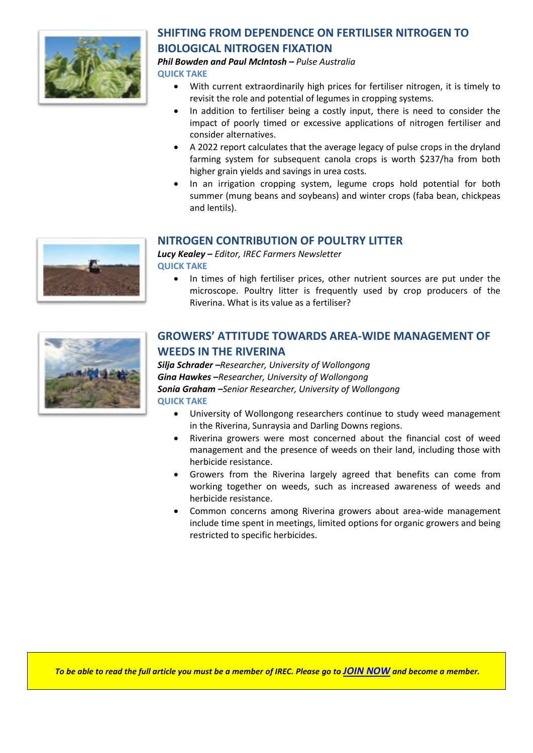## SHIFTING FROM DEPENDENCE ON FERTILISER NITROGEN TO BIOLOGICAL NITROGEN FIXATION

***Phil Bowden and Paul McIntosh –*** *Pulse Australia*

**QUICK TAKE**

- With current extraordinarily high prices for fertiliser nitrogen, it is timely to revisit the role and potential of legumes in cropping systems.
- In addition to fertiliser being a costly input, there is need to consider the impact of poorly timed or excessive applications of nitrogen fertiliser and consider alternatives.
- A 2022 report calculates that the average legacy of pulse crops in the dryland farming system for subsequent canola crops is worth $237/ha from both higher grain yields and savings in urea costs.
- In an irrigation cropping system, legume crops hold potential for both summer (mung beans and soybeans) and winter crops (faba bean, chickpeas and lentils).

## NITROGEN CONTRIBUTION OF POULTRY LITTER

***Lucy Kealey –*** *Editor, IREC Farmers Newsletter*

**QUICK TAKE**

- In times of high fertiliser prices, other nutrient sources are put under the microscope. Poultry litter is frequently used by crop producers of the Riverina. What is its value as a fertiliser?

## GROWERS' ATTITUDE TOWARDS AREA-WIDE MANAGEMENT OF WEEDS IN THE RIVERINA

***Silja Schrader –****Researcher, University of Wollongong*
***Gina Hawkes –****Researcher, University of Wollongong*
***Sonia Graham –****Senior Researcher, University of Wollongong*

**QUICK TAKE**

- University of Wollongong researchers continue to study weed management in the Riverina, Sunraysia and Darling Downs regions.
- Riverina growers were most concerned about the financial cost of weed management and the presence of weeds on their land, including those with herbicide resistance.
- Growers from the Riverina largely agreed that benefits can come from working together on weeds, such as increased awareness of weeds and herbicide resistance.
- Common concerns among Riverina growers about area-wide management include time spent in meetings, limited options for organic growers and being restricted to specific herbicides.

***To be able to read the full article you must be a member of IREC. Please go to JOIN NOW and become a member.***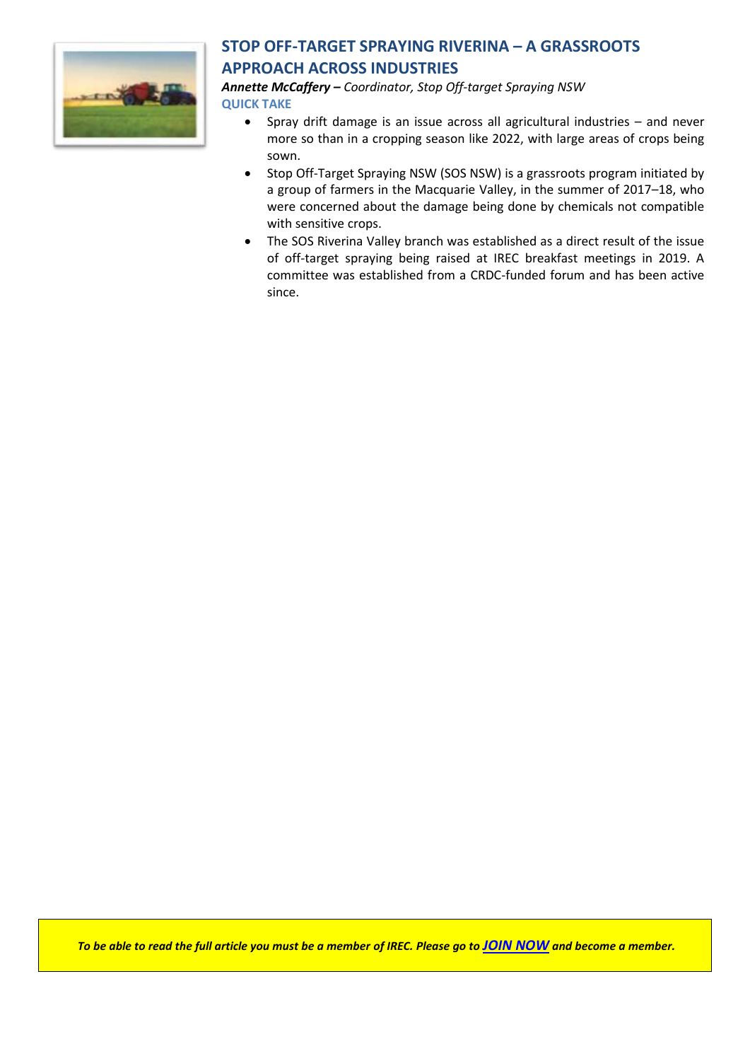## STOP OFF-TARGET SPRAYING RIVERINA – A GRASSROOTS APPROACH ACROSS INDUSTRIES

***Annette McCaffery –*** *Coordinator, Stop Off-target Spraying NSW*

**QUICK TAKE**

- Spray drift damage is an issue across all agricultural industries – and never more so than in a cropping season like 2022, with large areas of crops being sown.
- Stop Off-Target Spraying NSW (SOS NSW) is a grassroots program initiated by a group of farmers in the Macquarie Valley, in the summer of 2017–18, who were concerned about the damage being done by chemicals not compatible with sensitive crops.
- The SOS Riverina Valley branch was established as a direct result of the issue of off-target spraying being raised at IREC breakfast meetings in 2019. A committee was established from a CRDC-funded forum and has been active since.

***To be able to read the full article you must be a member of IREC. Please go to JOIN NOW and become a member.***